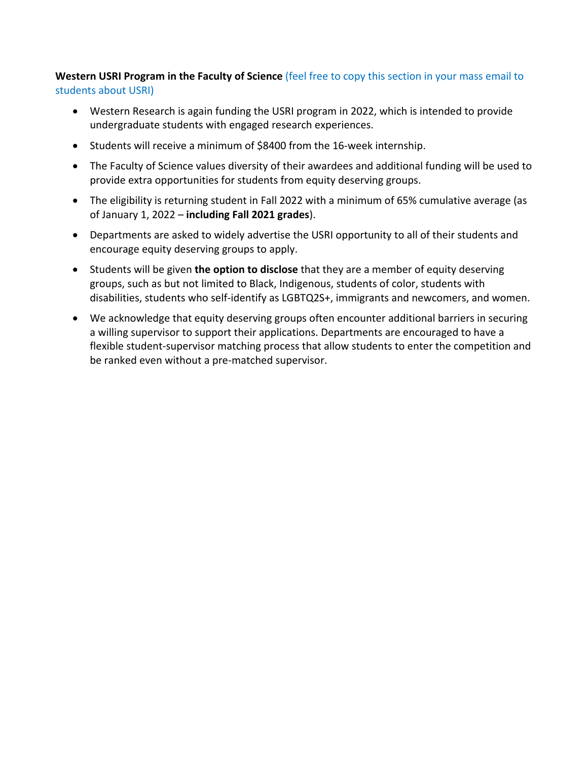**Western USRI Program in the Faculty of Science** (feel free to copy this section in your mass email to students about USRI)

- Western Research is again funding the USRI program in 2022, which is intended to provide undergraduate students with engaged research experiences.
- Students will receive a minimum of $8400 from the 16-week internship.
- The Faculty of Science values diversity of their awardees and additional funding will be used to provide extra opportunities for students from equity deserving groups.
- The eligibility is returning student in Fall 2022 with a minimum of 65% cumulative average (as of January 1, 2022 – **including Fall 2021 grades**).
- Departments are asked to widely advertise the USRI opportunity to all of their students and encourage equity deserving groups to apply.
- Students will be given **the option to disclose** that they are a member of equity deserving groups, such as but not limited to Black, Indigenous, students of color, students with disabilities, students who self-identify as LGBTQ2S+, immigrants and newcomers, and women.
- We acknowledge that equity deserving groups often encounter additional barriers in securing a willing supervisor to support their applications. Departments are encouraged to have a flexible student-supervisor matching process that allow students to enter the competition and be ranked even without a pre-matched supervisor.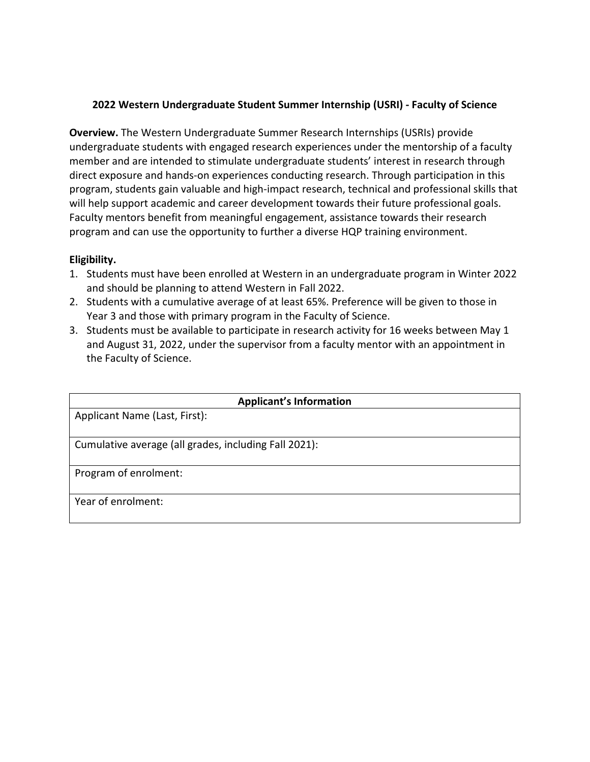**2022 Western Undergraduate Student Summer Internship (USRI) - Faculty of Science**

**Overview.** The Western Undergraduate Summer Research Internships (USRIs) provide undergraduate students with engaged research experiences under the mentorship of a faculty member and are intended to stimulate undergraduate students' interest in research through direct exposure and hands-on experiences conducting research. Through participation in this program, students gain valuable and high-impact research, technical and professional skills that will help support academic and career development towards their future professional goals. Faculty mentors benefit from meaningful engagement, assistance towards their research program and can use the opportunity to further a diverse HQP training environment.

**Eligibility.**

1. Students must have been enrolled at Western in an undergraduate program in Winter 2022 and should be planning to attend Western in Fall 2022.
2. Students with a cumulative average of at least 65%. Preference will be given to those in Year 3 and those with primary program in the Faculty of Science.
3. Students must be available to participate in research activity for 16 weeks between May 1 and August 31, 2022, under the supervisor from a faculty mentor with an appointment in the Faculty of Science.

| Applicant's Information |
| --- |
| Applicant Name (Last, First): |
| Cumulative average (all grades, including Fall 2021): |
| Program of enrolment: |
| Year of enrolment: |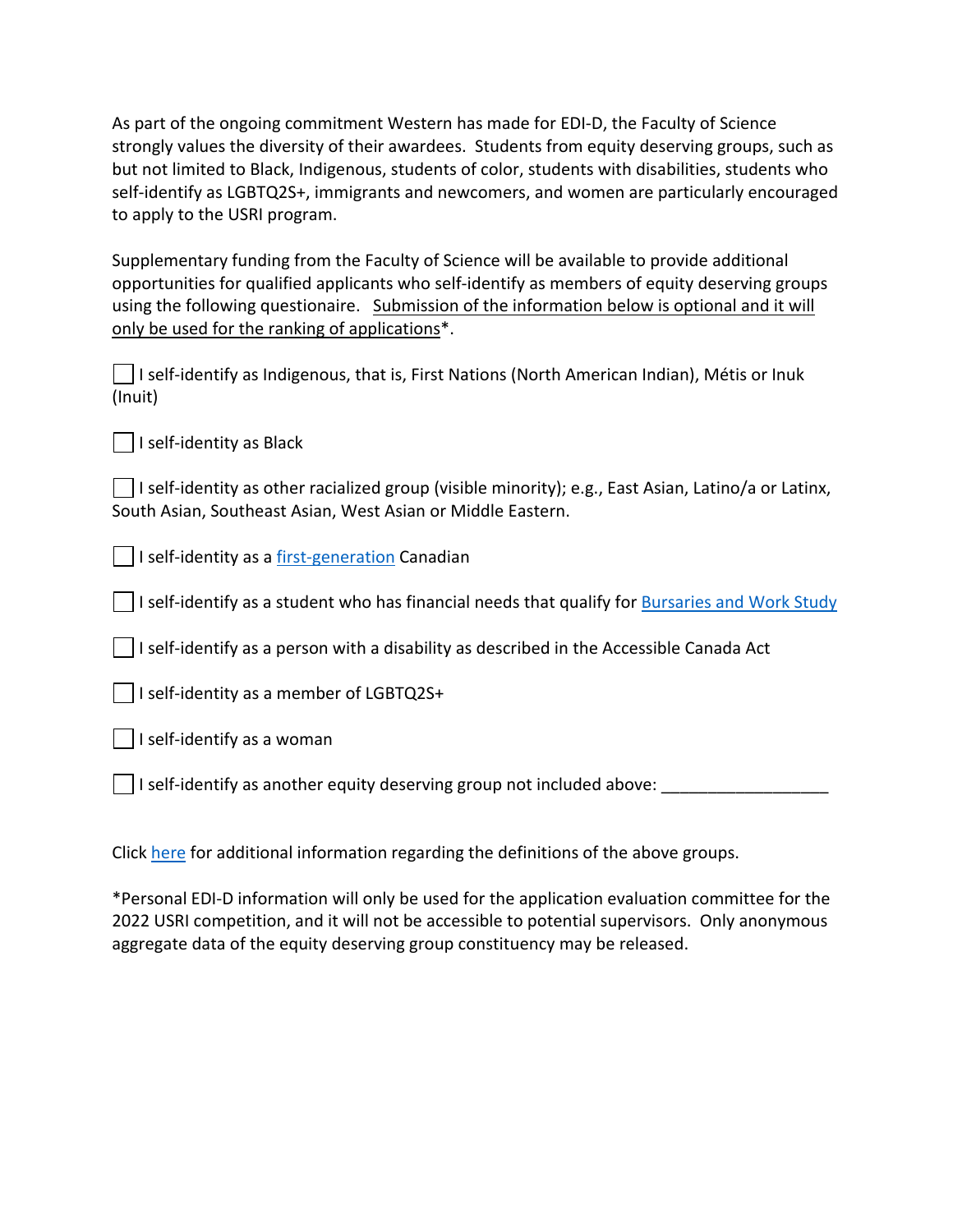As part of the ongoing commitment Western has made for EDI-D, the Faculty of Science strongly values the diversity of their awardees. Students from equity deserving groups, such as but not limited to Black, Indigenous, students of color, students with disabilities, students who self-identify as LGBTQ2S+, immigrants and newcomers, and women are particularly encouraged to apply to the USRI program.

Supplementary funding from the Faculty of Science will be available to provide additional opportunities for qualified applicants who self-identify as members of equity deserving groups using the following questionaire. Submission of the information below is optional and it will only be used for the ranking of applications*.

☐ I self-identify as Indigenous, that is, First Nations (North American Indian), Métis or Inuk (Inuit)

☐ I self-identity as Black

☐ I self-identity as other racialized group (visible minority); e.g., East Asian, Latino/a or Latinx, South Asian, Southeast Asian, West Asian or Middle Eastern.

☐ I self-identity as a first-generation Canadian

☐ I self-identify as a student who has financial needs that qualify for Bursaries and Work Study

☐ I self-identity as a person with a disability as described in the Accessible Canada Act

☐ I self-identity as a member of LGBTQ2S+

☐ I self-identify as a woman

☐ I self-identify as another equity deserving group not included above: __________________

Click here for additional information regarding the definitions of the above groups.

*Personal EDI-D information will only be used for the application evaluation committee for the 2022 USRI competition, and it will not be accessible to potential supervisors. Only anonymous aggregate data of the equity deserving group constituency may be released.